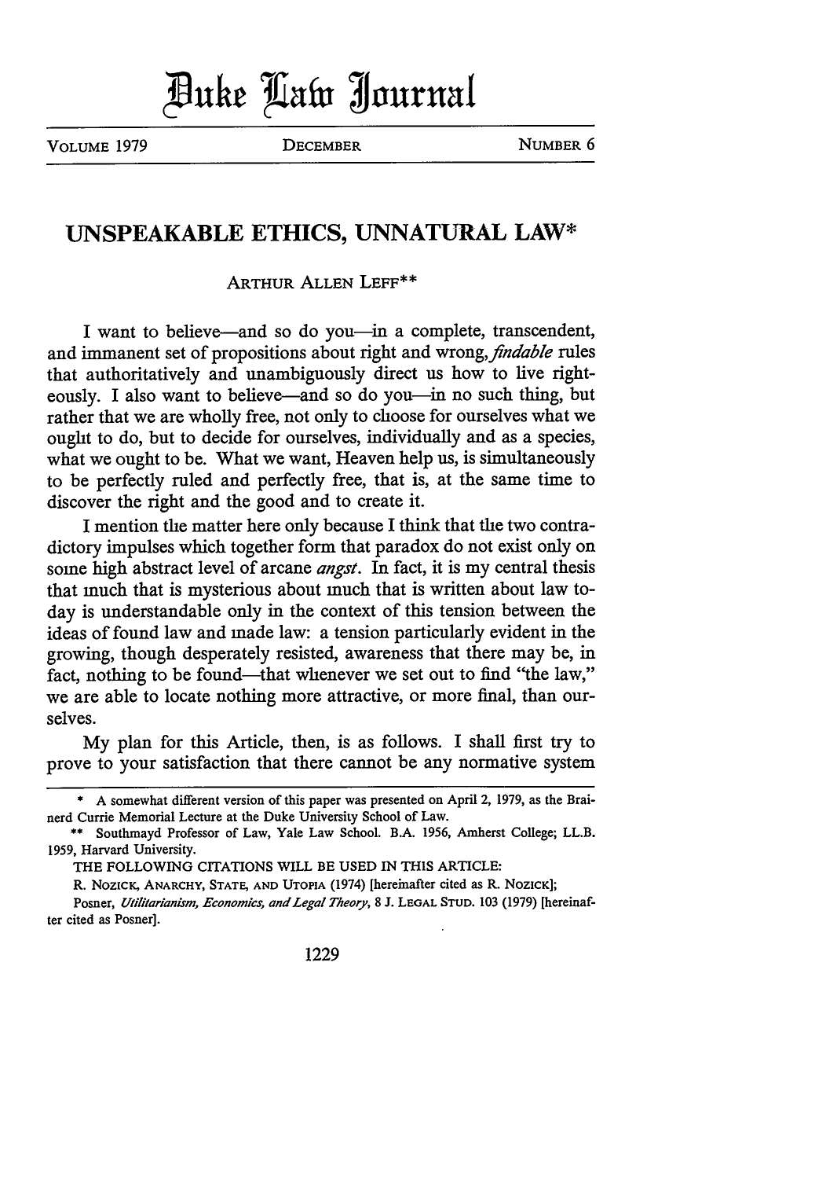# UNSPEAKABLE ETHICS, UNNATURAL LAW*

ARTHUR ALLEN LEFF**

I want to believe—and so do you—in a complete, transcendent, and immanent set of propositions about right and wrong, *findable* rules that authoritatively and unambiguously direct us how to live righteously. I also want to believe—and so do you—in no such thing, but rather that we are wholly free, not only to choose for ourselves what we ought to do, but to decide for ourselves, individually and as a species, what we ought to be. What we want, Heaven help us, is simultaneously to be perfectly ruled and perfectly free, that is, at the same time to discover the right and the good and to create it.

I mention the matter here only because I think that the two contradictory impulses which together form that paradox do not exist only on some high abstract level of arcane *angst*. In fact, it is my central thesis that much that is mysterious about much that is written about law today is understandable only in the context of this tension between the ideas of found law and made law: a tension particularly evident in the growing, though desperately resisted, awareness that there may be, in fact, nothing to be found—that whenever we set out to find "the law," we are able to locate nothing more attractive, or more final, than ourselves.

My plan for this Article, then, is as follows. I shall first try to prove to your satisfaction that there cannot be any normative system

\* A somewhat different version of this paper was presented on April 2, 1979, as the Brainerd Currie Memorial Lecture at the Duke University School of Law.

\*\* Southmayd Professor of Law, Yale Law School. B.A. 1956, Amherst College; LL.B. 1959, Harvard University.

THE FOLLOWING CITATIONS WILL BE USED IN THIS ARTICLE:

R. NOZICK, ANARCHY, STATE, AND UTOPIA (1974) [hereinafter cited as R. NOZICK];

Posner, *Utilitarianism, Economics, and Legal Theory*, 8 J. LEGAL STUD. 103 (1979) [hereinafter cited as Posner].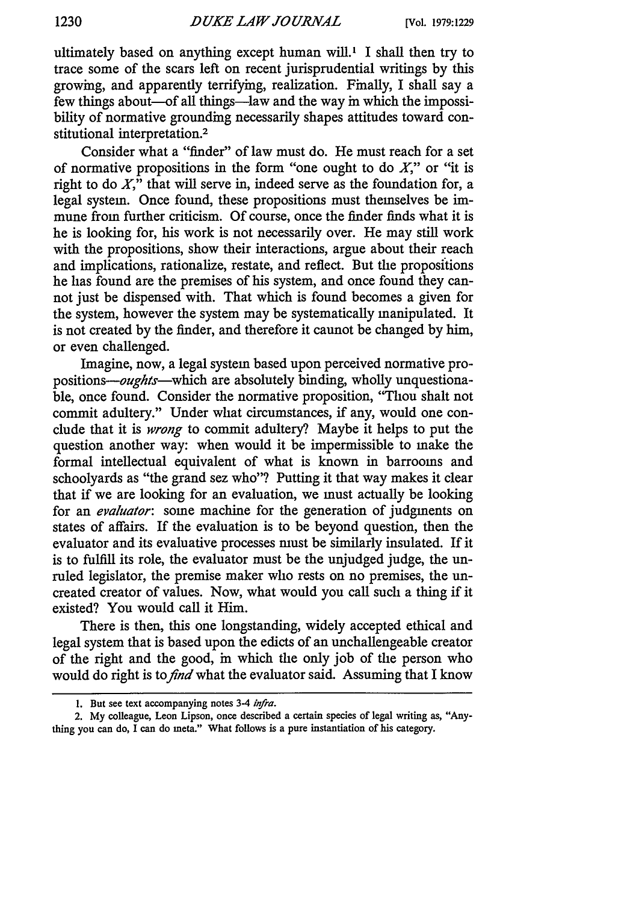ultimately based on anything except human will.[1] I shall then try to trace some of the scars left on recent jurisprudential writings by this growing, and apparently terrifying, realization. Finally, I shall say a few things about—of all things—law and the way in which the impossibility of normative grounding necessarily shapes attitudes toward constitutional interpretation.[2]

Consider what a "finder" of law must do. He must reach for a set of normative propositions in the form "one ought to do *X*," or "it is right to do *X*," that will serve in, indeed serve as the foundation for, a legal system. Once found, these propositions must themselves be immune from further criticism. Of course, once the finder finds what it is he is looking for, his work is not necessarily over. He may still work with the propositions, show their interactions, argue about their reach and implications, rationalize, restate, and reflect. But the propositions he has found are the premises of his system, and once found they cannot just be dispensed with. That which is found becomes a given for the system, however the system may be systematically manipulated. It is not created by the finder, and therefore it cannot be changed by him, or even challenged.

Imagine, now, a legal system based upon perceived normative propositions—*oughts*—which are absolutely binding, wholly unquestionable, once found. Consider the normative proposition, "Thou shalt not commit adultery." Under what circumstances, if any, would one conclude that it is *wrong* to commit adultery? Maybe it helps to put the question another way: when would it be impermissible to make the formal intellectual equivalent of what is known in barrooms and schoolyards as "the grand sez who"? Putting it that way makes it clear that if we are looking for an evaluation, we must actually be looking for an *evaluator*: some machine for the generation of judgments on states of affairs. If the evaluation is to be beyond question, then the evaluator and its evaluative processes must be similarly insulated. If it is to fulfill its role, the evaluator must be the unjudged judge, the unruled legislator, the premise maker who rests on no premises, the uncreated creator of values. Now, what would you call such a thing if it existed? You would call it Him.

There is then, this one longstanding, widely accepted ethical and legal system that is based upon the edicts of an unchallengeable creator of the right and the good, in which the only job of the person who would do right is to *find* what the evaluator said. Assuming that I know

---

1. But see text accompanying notes 3-4 *infra*.

2. My colleague, Leon Lipson, once described a certain species of legal writing as, "Anything you can do, I can do meta." What follows is a pure instantiation of his category.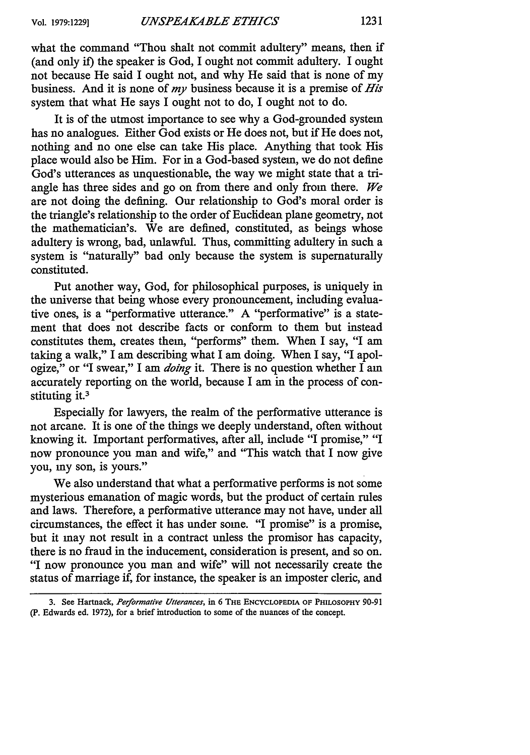what the command "Thou shalt not commit adultery" means, then if (and only if) the speaker is God, I ought not commit adultery. I ought not because He said I ought not, and why He said that is none of my business. And it is none of *my* business because it is a premise of *His* system that what He says I ought not to do, I ought not to do.

It is of the utmost importance to see why a God-grounded system has no analogues. Either God exists or He does not, but if He does not, nothing and no one else can take His place. Anything that took His place would also be Him. For in a God-based system, we do not define God's utterances as unquestionable, the way we might state that a triangle has three sides and go on from there and only from there. *We* are not doing the defining. Our relationship to God's moral order is the triangle's relationship to the order of Euclidean plane geometry, not the mathematician's. We are defined, constituted, as beings whose adultery is wrong, bad, unlawful. Thus, committing adultery in such a system is "naturally" bad only because the system is supernaturally constituted.

Put another way, God, for philosophical purposes, is uniquely in the universe that being whose every pronouncement, including evaluative ones, is a "performative utterance." A "performative" is a statement that does not describe facts or conform to them but instead constitutes them, creates them, "performs" them. When I say, "I am taking a walk," I am describing what I am doing. When I say, "I apologize," or "I swear," I am *doing* it. There is no question whether I am accurately reporting on the world, because I am in the process of constituting it.[3]

Especially for lawyers, the realm of the performative utterance is not arcane. It is one of the things we deeply understand, often without knowing it. Important performatives, after all, include "I promise," "I now pronounce you man and wife," and "This watch that I now give you, my son, is yours."

We also understand that what a performative performs is not some mysterious emanation of magic words, but the product of certain rules and laws. Therefore, a performative utterance may not have, under all circumstances, the effect it has under some. "I promise" is a promise, but it may not result in a contract unless the promisor has capacity, there is no fraud in the inducement, consideration is present, and so on. "I now pronounce you man and wife" will not necessarily create the status of marriage if, for instance, the speaker is an imposter cleric, and

3. See Hartnack, *Performative Utterances*, in 6 THE ENCYCLOPEDIA OF PHILOSOPHY 90-91 (P. Edwards ed. 1972), for a brief introduction to some of the nuances of the concept.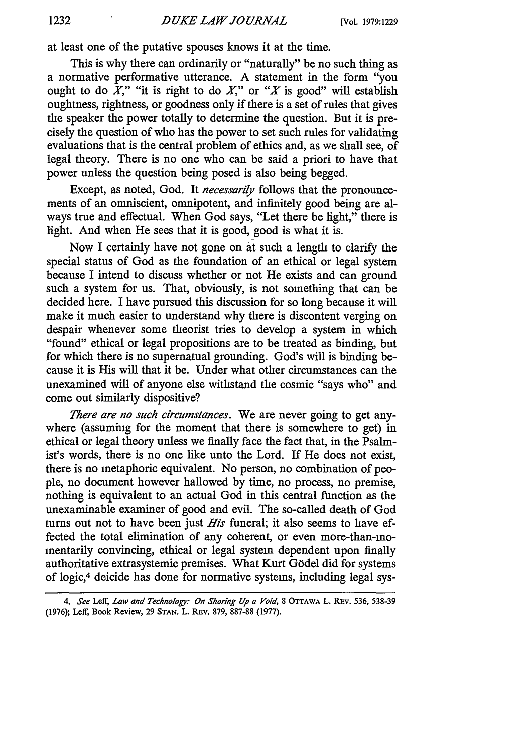at least one of the putative spouses knows it at the time.

This is why there can ordinarily or "naturally" be no such thing as a normative performative utterance. A statement in the form "you ought to do *X*," "it is right to do *X*," or "*X* is good" will establish oughtness, rightness, or goodness only if there is a set of rules that gives the speaker the power totally to determine the question. But it is precisely the question of who has the power to set such rules for validating evaluations that is the central problem of ethics and, as we shall see, of legal theory. There is no one who can be said a priori to have that power unless the question being posed is also being begged.

Except, as noted, God. It *necessarily* follows that the pronouncements of an omniscient, omnipotent, and infinitely good being are always true and effectual. When God says, "Let there be light," there is light. And when He sees that it is good, good is what it is.

Now I certainly have not gone on at such a length to clarify the special status of God as the foundation of an ethical or legal system because I intend to discuss whether or not He exists and can ground such a system for us. That, obviously, is not something that can be decided here. I have pursued this discussion for so long because it will make it much easier to understand why there is discontent verging on despair whenever some theorist tries to develop a system in which "found" ethical or legal propositions are to be treated as binding, but for which there is no supernatual grounding. God's will is binding because it is His will that it be. Under what other circumstances can the unexamined will of anyone else withstand the cosmic "says who" and come out similarly dispositive?

*There are no such circumstances*. We are never going to get anywhere (assuming for the moment that there is somewhere to get) in ethical or legal theory unless we finally face the fact that, in the Psalmist's words, there is no one like unto the Lord. If He does not exist, there is no metaphoric equivalent. No person, no combination of people, no document however hallowed by time, no process, no premise, nothing is equivalent to an actual God in this central function as the unexaminable examiner of good and evil. The so-called death of God turns out not to have been just *His* funeral; it also seems to have effected the total elimination of any coherent, or even more-than-momentarily convincing, ethical or legal system dependent upon finally authoritative extrasystemic premises. What Kurt Gödel did for systems of logic,[4] deicide has done for normative systems, including legal sys-

4. *See* Leff, *Law and Technology: On Shoring Up a Void*, 8 OTTAWA L. REV. 536, 538-39 (1976); Leff, Book Review, 29 STAN. L. REV. 879, 887-88 (1977).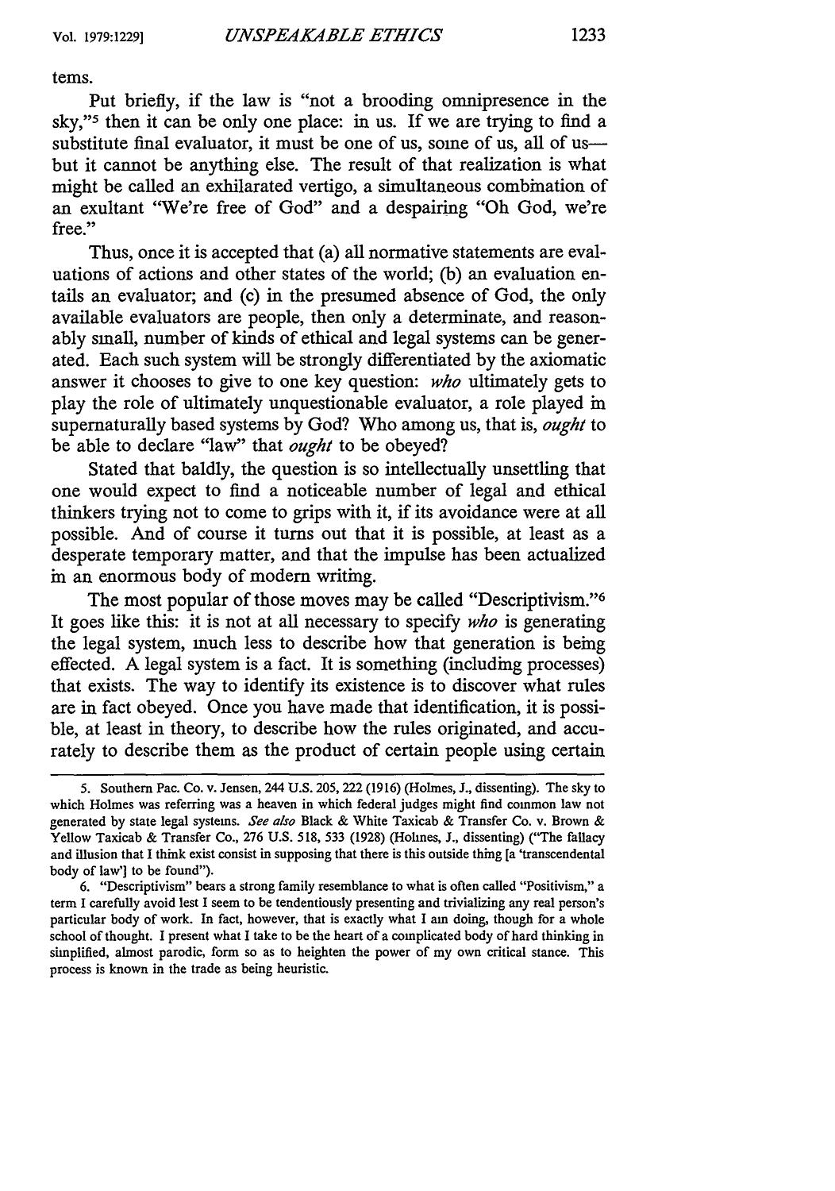tems.

Put briefly, if the law is "not a brooding omnipresence in the sky,"[5] then it can be only one place: in us. If we are trying to find a substitute final evaluator, it must be one of us, some of us, all of us—but it cannot be anything else. The result of that realization is what might be called an exhilarated vertigo, a simultaneous combination of an exultant "We're free of God" and a despairing "Oh God, we're free."

Thus, once it is accepted that (a) all normative statements are evaluations of actions and other states of the world; (b) an evaluation entails an evaluator; and (c) in the presumed absence of God, the only available evaluators are people, then only a determinate, and reasonably small, number of kinds of ethical and legal systems can be generated. Each such system will be strongly differentiated by the axiomatic answer it chooses to give to one key question: *who* ultimately gets to play the role of ultimately unquestionable evaluator, a role played in supernaturally based systems by God? Who among us, that is, *ought* to be able to declare "law" that *ought* to be obeyed?

Stated that baldly, the question is so intellectually unsettling that one would expect to find a noticeable number of legal and ethical thinkers trying not to come to grips with it, if its avoidance were at all possible. And of course it turns out that it is possible, at least as a desperate temporary matter, and that the impulse has been actualized in an enormous body of modern writing.

The most popular of those moves may be called "Descriptivism."[6] It goes like this: it is not at all necessary to specify *who* is generating the legal system, much less to describe how that generation is being effected. A legal system is a fact. It is something (including processes) that exists. The way to identify its existence is to discover what rules are in fact obeyed. Once you have made that identification, it is possible, at least in theory, to describe how the rules originated, and accurately to describe them as the product of certain people using certain

---

5. Southern Pac. Co. v. Jensen, 244 U.S. 205, 222 (1916) (Holmes, J., dissenting). The sky to which Holmes was referring was a heaven in which federal judges might find common law not generated by state legal systems. *See also* Black & White Taxicab & Transfer Co. v. Brown & Yellow Taxicab & Transfer Co., 276 U.S. 518, 533 (1928) (Holmes, J., dissenting) ("The fallacy and illusion that I think exist consist in supposing that there is this outside thing [a 'transcendental body of law'] to be found").

6. "Descriptivism" bears a strong family resemblance to what is often called "Positivism," a term I carefully avoid lest I seem to be tendentiously presenting and trivializing any real person's particular body of work. In fact, however, that is exactly what I am doing, though for a whole school of thought. I present what I take to be the heart of a complicated body of hard thinking in simplified, almost parodic, form so as to heighten the power of my own critical stance. This process is known in the trade as being heuristic.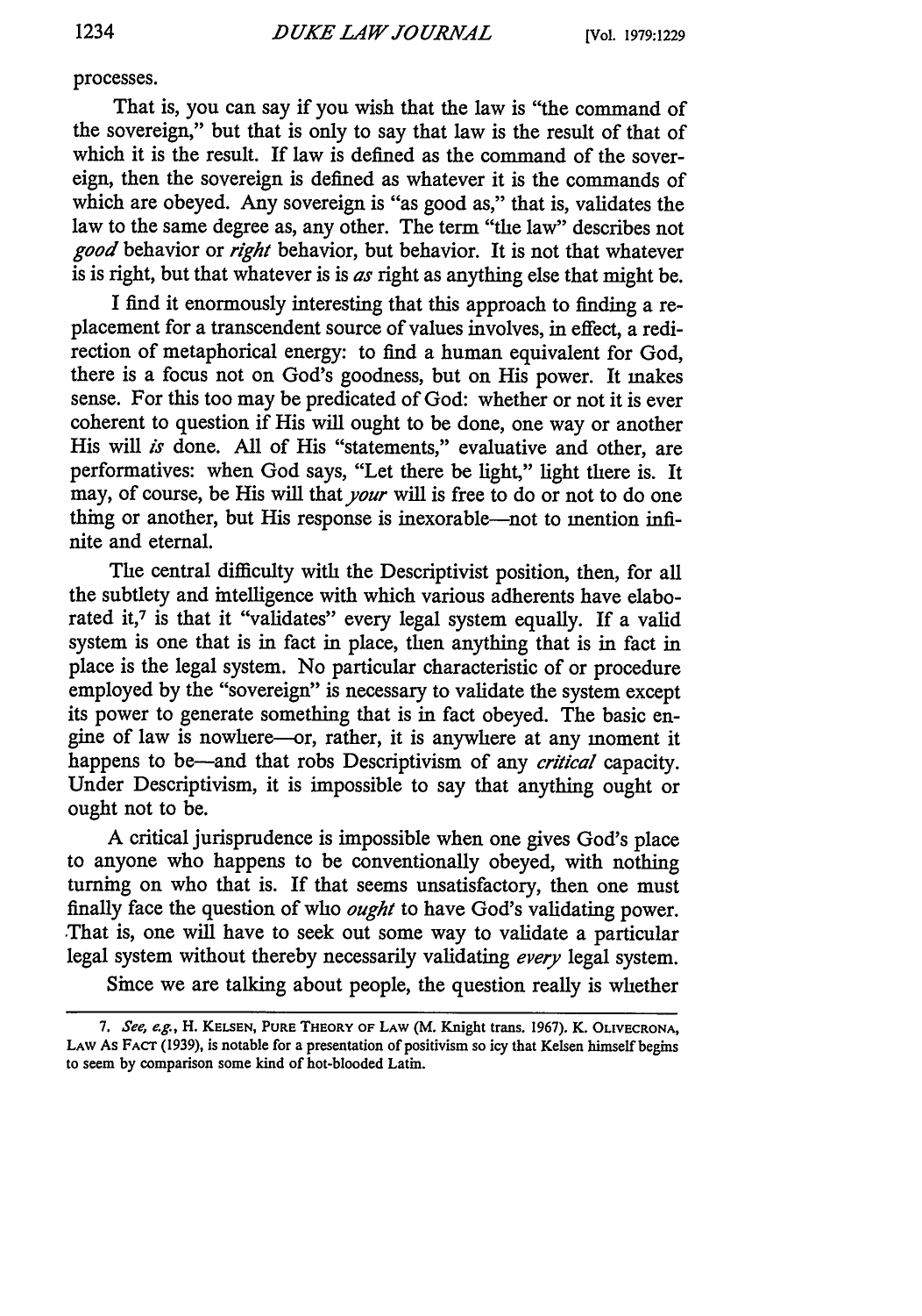processes.

That is, you can say if you wish that the law is "the command of the sovereign," but that is only to say that law is the result of that of which it is the result. If law is defined as the command of the sovereign, then the sovereign is defined as whatever it is the commands of which are obeyed. Any sovereign is "as good as," that is, validates the law to the same degree as, any other. The term "the law" describes not *good* behavior or *right* behavior, but behavior. It is not that whatever is is right, but that whatever is is *as* right as anything else that might be.

I find it enormously interesting that this approach to finding a replacement for a transcendent source of values involves, in effect, a redirection of metaphorical energy: to find a human equivalent for God, there is a focus not on God's goodness, but on His power. It makes sense. For this too may be predicated of God: whether or not it is ever coherent to question if His will ought to be done, one way or another His will *is* done. All of His "statements," evaluative and other, are performatives: when God says, "Let there be light," light there is. It may, of course, be His will that *your* will is free to do or not to do one thing or another, but His response is inexorable—not to mention infinite and eternal.

The central difficulty with the Descriptivist position, then, for all the subtlety and intelligence with which various adherents have elaborated it,[7] is that it "validates" every legal system equally. If a valid system is one that is in fact in place, then anything that is in fact in place is the legal system. No particular characteristic of or procedure employed by the "sovereign" is necessary to validate the system except its power to generate something that is in fact obeyed. The basic engine of law is nowhere—or, rather, it is anywhere at any moment it happens to be—and that robs Descriptivism of any *critical* capacity. Under Descriptivism, it is impossible to say that anything ought or ought not to be.

A critical jurisprudence is impossible when one gives God's place to anyone who happens to be conventionally obeyed, with nothing turning on who that is. If that seems unsatisfactory, then one must finally face the question of who *ought* to have God's validating power. That is, one will have to seek out some way to validate a particular legal system without thereby necessarily validating *every* legal system.

Since we are talking about people, the question really is whether

---

7. *See, e.g.*, H. Kelsen, Pure Theory of Law (M. Knight trans. 1967). K. Olivecrona, Law As Fact (1939), is notable for a presentation of positivism so icy that Kelsen himself begins to seem by comparison some kind of hot-blooded Latin.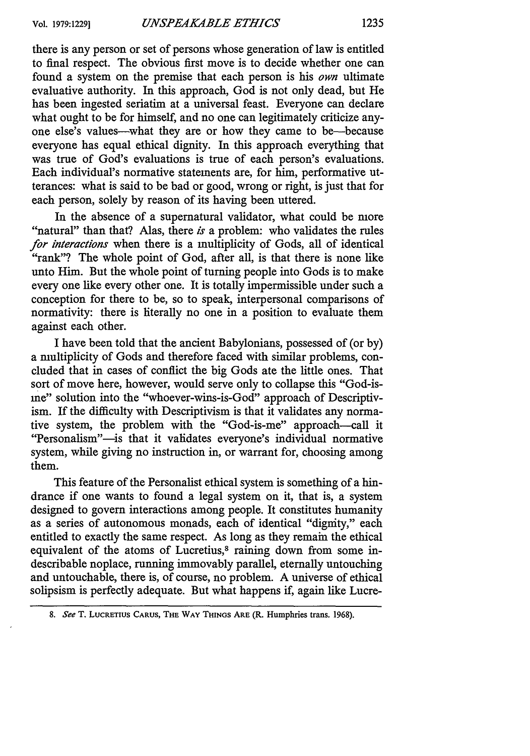there is any person or set of persons whose generation of law is entitled to final respect. The obvious first move is to decide whether one can found a system on the premise that each person is his *own* ultimate evaluative authority. In this approach, God is not only dead, but He has been ingested seriatim at a universal feast. Everyone can declare what ought to be for himself, and no one can legitimately criticize anyone else's values—what they are or how they came to be—because everyone has equal ethical dignity. In this approach everything that was true of God's evaluations is true of each person's evaluations. Each individual's normative statements are, for him, performative utterances: what is said to be bad or good, wrong or right, is just that for each person, solely by reason of its having been uttered.

In the absence of a supernatural validator, what could be more "natural" than that? Alas, there *is* a problem: who validates the rules *for interactions* when there is a multiplicity of Gods, all of identical "rank"? The whole point of God, after all, is that there is none like unto Him. But the whole point of turning people into Gods is to make every one like every other one. It is totally impermissible under such a conception for there to be, so to speak, interpersonal comparisons of normativity: there is literally no one in a position to evaluate them against each other.

I have been told that the ancient Babylonians, possessed of (or by) a multiplicity of Gods and therefore faced with similar problems, concluded that in cases of conflict the big Gods ate the little ones. That sort of move here, however, would serve only to collapse this "God-is-me" solution into the "whoever-wins-is-God" approach of Descriptivism. If the difficulty with Descriptivism is that it validates any normative system, the problem with the "God-is-me" approach—call it "Personalism"—is that it validates everyone's individual normative system, while giving no instruction in, or warrant for, choosing among them.

This feature of the Personalist ethical system is something of a hindrance if one wants to found a legal system on it, that is, a system designed to govern interactions among people. It constitutes humanity as a series of autonomous monads, each of identical "dignity," each entitled to exactly the same respect. As long as they remain the ethical equivalent of the atoms of Lucretius,[8] raining down from some indescribable noplace, running immovably parallel, eternally untouching and untouchable, there is, of course, no problem. A universe of ethical solipsism is perfectly adequate. But what happens if, again like Lucre-

---

8. *See* T. LUCRETIUS CARUS, THE WAY THINGS ARE (R. Humphries trans. 1968).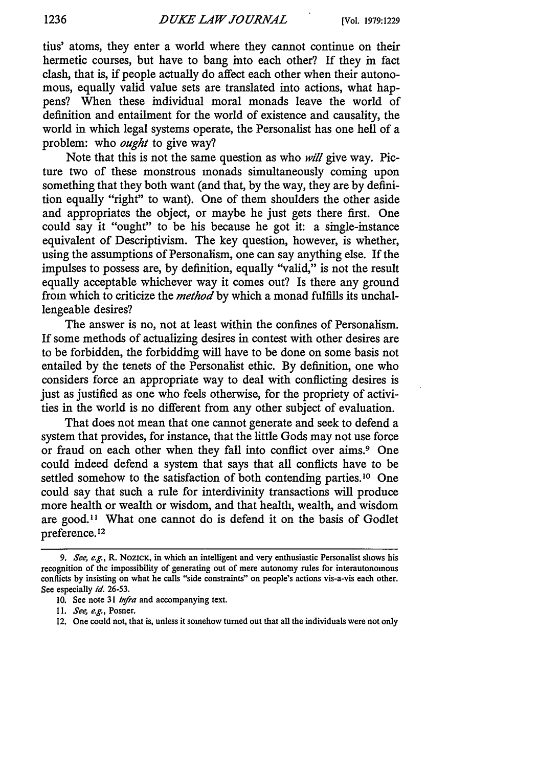tius' atoms, they enter a world where they cannot continue on their hermetic courses, but have to bang into each other? If they in fact clash, that is, if people actually do affect each other when their autonomous, equally valid value sets are translated into actions, what happens? When these individual moral monads leave the world of definition and entailment for the world of existence and causality, the world in which legal systems operate, the Personalist has one hell of a problem: who *ought* to give way?

Note that this is not the same question as who *will* give way. Picture two of these monstrous monads simultaneously coming upon something that they both want (and that, by the way, they are by definition equally "right" to want). One of them shoulders the other aside and appropriates the object, or maybe he just gets there first. One could say it "ought" to be his because he got it: a single-instance equivalent of Descriptivism. The key question, however, is whether, using the assumptions of Personalism, one can say anything else. If the impulses to possess are, by definition, equally "valid," is not the result equally acceptable whichever way it comes out? Is there any ground from which to criticize the *method* by which a monad fulfills its unchallengeable desires?

The answer is no, not at least within the confines of Personalism. If some methods of actualizing desires in contest with other desires are to be forbidden, the forbidding will have to be done on some basis not entailed by the tenets of the Personalist ethic. By definition, one who considers force an appropriate way to deal with conflicting desires is just as justified as one who feels otherwise, for the propriety of activities in the world is no different from any other subject of evaluation.

That does not mean that one cannot generate and seek to defend a system that provides, for instance, that the little Gods may not use force or fraud on each other when they fall into conflict over aims.[9] One could indeed defend a system that says that all conflicts have to be settled somehow to the satisfaction of both contending parties.[10] One could say that such a rule for interdivinity transactions will produce more health or wealth or wisdom, and that health, wealth, and wisdom are good.[11] What one cannot do is defend it on the basis of Godlet preference.[12]

---

9. *See, e.g.*, R. NOZICK, in which an intelligent and very enthusiastic Personalist shows his recognition of the impossibility of generating out of mere autonomy rules for interautonomous conflicts by insisting on what he calls "side constraints" on people's actions vis-a-vis each other. See especially *id.* 26-53.

10. See note 31 *infra* and accompanying text.

11. *See, e.g.*, Posner.

12. One could not, that is, unless it somehow turned out that all the individuals were not only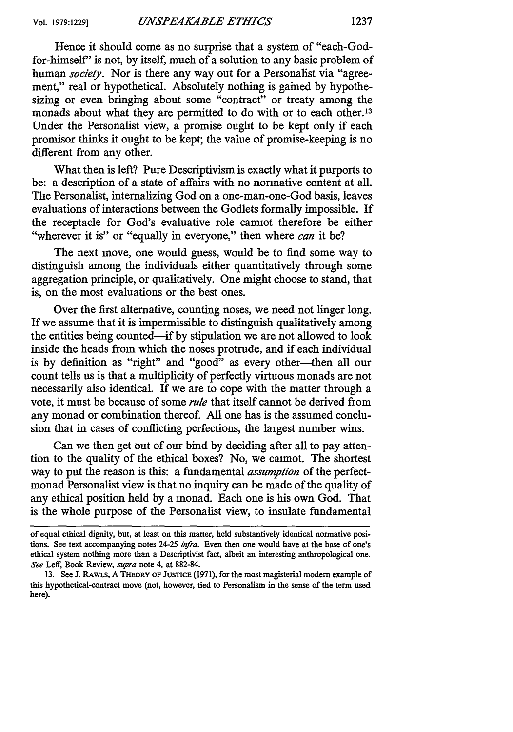Hence it should come as no surprise that a system of "each-God-for-himself" is not, by itself, much of a solution to any basic problem of human *society*. Nor is there any way out for a Personalist via "agreement," real or hypothetical. Absolutely nothing is gained by hypothesizing or even bringing about some "contract" or treaty among the monads about what they are permitted to do with or to each other.[13] Under the Personalist view, a promise ought to be kept only if each promisor thinks it ought to be kept; the value of promise-keeping is no different from any other.

What then is left? Pure Descriptivism is exactly what it purports to be: a description of a state of affairs with no normative content at all. The Personalist, internalizing God on a one-man-one-God basis, leaves evaluations of interactions between the Godlets formally impossible. If the receptacle for God's evaluative role cannot therefore be either "wherever it is" or "equally in everyone," then where *can* it be?

The next move, one would guess, would be to find some way to distinguish among the individuals either quantitatively through some aggregation principle, or qualitatively. One might choose to stand, that is, on the most evaluations or the best ones.

Over the first alternative, counting noses, we need not linger long. If we assume that it is impermissible to distinguish qualitatively among the entities being counted—if by stipulation we are not allowed to look inside the heads from which the noses protrude, and if each individual is by definition as "right" and "good" as every other—then all our count tells us is that a multiplicity of perfectly virtuous monads are not necessarily also identical. If we are to cope with the matter through a vote, it must be because of some *rule* that itself cannot be derived from any monad or combination thereof. All one has is the assumed conclusion that in cases of conflicting perfections, the largest number wins.

Can we then get out of our bind by deciding after all to pay attention to the quality of the ethical boxes? No, we cannot. The shortest way to put the reason is this: a fundamental *assumption* of the perfect-monad Personalist view is that no inquiry can be made of the quality of any ethical position held by a monad. Each one is his own God. That is the whole purpose of the Personalist view, to insulate fundamental

---

of equal ethical dignity, but, at least on this matter, held substantively identical normative positions. See text accompanying notes 24-25 *infra*. Even then one would have at the base of one's ethical system nothing more than a Descriptivist fact, albeit an interesting anthropological one. *See* Leff, Book Review, *supra* note 4, at 882-84.

13. See J. RAWLS, A THEORY OF JUSTICE (1971), for the most magisterial modern example of this hypothetical-contract move (not, however, tied to Personalism in the sense of the term used here).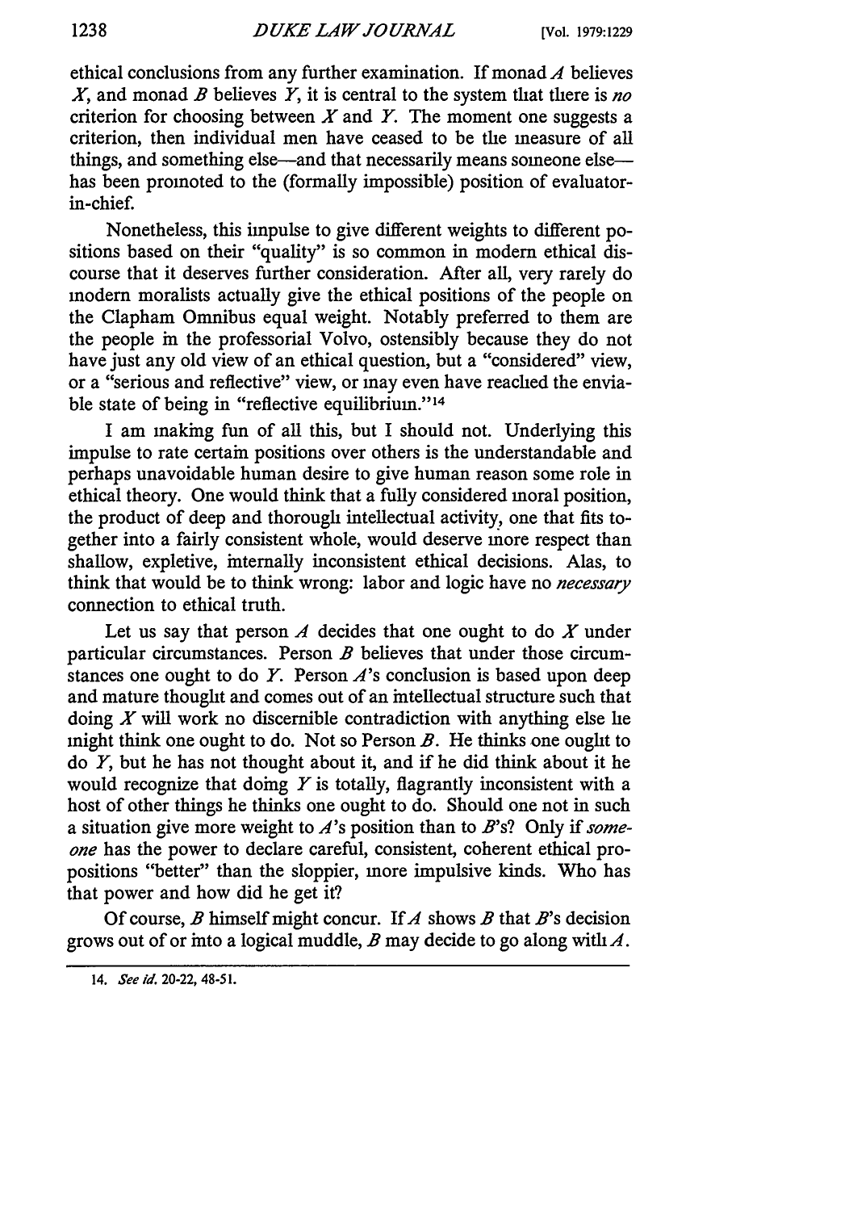ethical conclusions from any further examination. If monad *A* believes *X*, and monad *B* believes *Y*, it is central to the system that there is *no* criterion for choosing between *X* and *Y*. The moment one suggests a criterion, then individual men have ceased to be the measure of all things, and something else—and that necessarily means someone else—has been promoted to the (formally impossible) position of evaluator-in-chief.

Nonetheless, this impulse to give different weights to different positions based on their "quality" is so common in modern ethical discourse that it deserves further consideration. After all, very rarely do modern moralists actually give the ethical positions of the people on the Clapham Omnibus equal weight. Notably preferred to them are the people in the professorial Volvo, ostensibly because they do not have just any old view of an ethical question, but a "considered" view, or a "serious and reflective" view, or may even have reached the enviable state of being in "reflective equilibrium."[14]

I am making fun of all this, but I should not. Underlying this impulse to rate certain positions over others is the understandable and perhaps unavoidable human desire to give human reason some role in ethical theory. One would think that a fully considered moral position, the product of deep and thorough intellectual activity, one that fits together into a fairly consistent whole, would deserve more respect than shallow, expletive, internally inconsistent ethical decisions. Alas, to think that would be to think wrong: labor and logic have no *necessary* connection to ethical truth.

Let us say that person *A* decides that one ought to do *X* under particular circumstances. Person *B* believes that under those circumstances one ought to do *Y*. Person *A*'s conclusion is based upon deep and mature thought and comes out of an intellectual structure such that doing *X* will work no discernible contradiction with anything else he might think one ought to do. Not so Person *B*. He thinks one ought to do *Y*, but he has not thought about it, and if he did think about it he would recognize that doing *Y* is totally, flagrantly inconsistent with a host of other things he thinks one ought to do. Should one not in such a situation give more weight to *A*'s position than to *B*'s? Only if *someone* has the power to declare careful, consistent, coherent ethical propositions "better" than the sloppier, more impulsive kinds. Who has that power and how did he get it?

Of course, *B* himself might concur. If *A* shows *B* that *B*'s decision grows out of or into a logical muddle, *B* may decide to go along with *A*.

14. *See id.* 20-22, 48-51.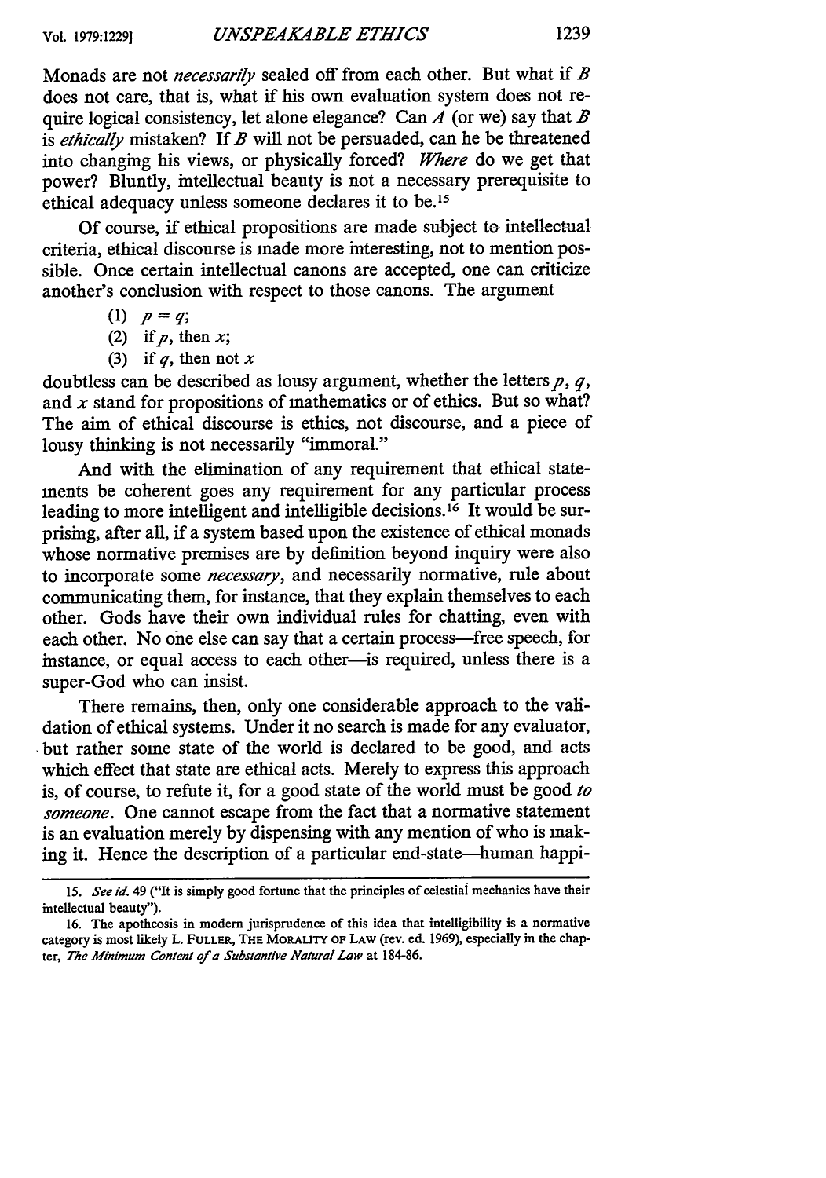Monads are not *necessarily* sealed off from each other. But what if $B$ does not care, that is, what if his own evaluation system does not require logical consistency, let alone elegance? Can $A$ (or we) say that $B$ is *ethically* mistaken? If $B$ will not be persuaded, can he be threatened into changing his views, or physically forced? *Where* do we get that power? Bluntly, intellectual beauty is not a necessary prerequisite to ethical adequacy unless someone declares it to be.[15]

Of course, if ethical propositions are made subject to intellectual criteria, ethical discourse is made more interesting, not to mention possible. Once certain intellectual canons are accepted, one can criticize another's conclusion with respect to those canons. The argument

(1) $p = q$;
(2) if $p$, then $x$;
(3) if $q$, then not $x$

doubtless can be described as lousy argument, whether the letters $p$, $q$, and $x$ stand for propositions of mathematics or of ethics. But so what? The aim of ethical discourse is ethics, not discourse, and a piece of lousy thinking is not necessarily "immoral."

And with the elimination of any requirement that ethical statements be coherent goes any requirement for any particular process leading to more intelligent and intelligible decisions.[16] It would be surprising, after all, if a system based upon the existence of ethical monads whose normative premises are by definition beyond inquiry were also to incorporate some *necessary*, and necessarily normative, rule about communicating them, for instance, that they explain themselves to each other. Gods have their own individual rules for chatting, even with each other. No one else can say that a certain process—free speech, for instance, or equal access to each other—is required, unless there is a super-God who can insist.

There remains, then, only one considerable approach to the validation of ethical systems. Under it no search is made for any evaluator, but rather some state of the world is declared to be good, and acts which effect that state are ethical acts. Merely to express this approach is, of course, to refute it, for a good state of the world must be good *to someone*. One cannot escape from the fact that a normative statement is an evaluation merely by dispensing with any mention of who is making it. Hence the description of a particular end-state—human happi-

15. *See id.* 49 ("It is simply good fortune that the principles of celestial mechanics have their intellectual beauty").

16. The apotheosis in modern jurisprudence of this idea that intelligibility is a normative category is most likely L. FULLER, THE MORALITY OF LAW (rev. ed. 1969), especially in the chapter, *The Minimum Content of a Substantive Natural Law* at 184-86.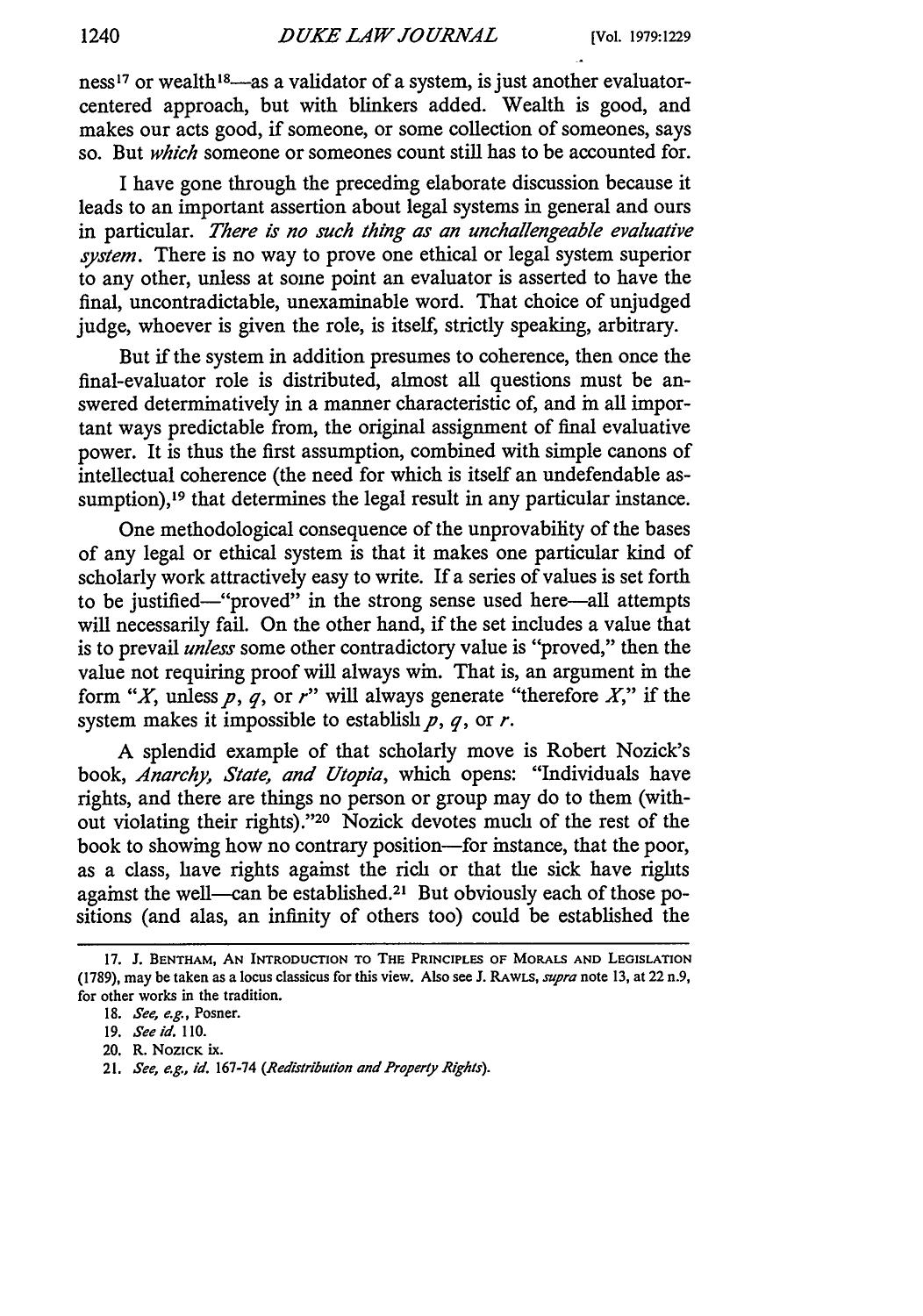ness[17] or wealth[18]—as a validator of a system, is just another evaluator-centered approach, but with blinkers added. Wealth is good, and makes our acts good, if someone, or some collection of someones, says so. But *which* someone or someones count still has to be accounted for.

I have gone through the preceding elaborate discussion because it leads to an important assertion about legal systems in general and ours in particular. *There is no such thing as an unchallengeable evaluative system.* There is no way to prove one ethical or legal system superior to any other, unless at some point an evaluator is asserted to have the final, uncontradictable, unexaminable word. That choice of unjudged judge, whoever is given the role, is itself, strictly speaking, arbitrary.

But if the system in addition presumes to coherence, then once the final-evaluator role is distributed, almost all questions must be answered determinatively in a manner characteristic of, and in all important ways predictable from, the original assignment of final evaluative power. It is thus the first assumption, combined with simple canons of intellectual coherence (the need for which is itself an undefendable assumption),[19] that determines the legal result in any particular instance.

One methodological consequence of the unprovability of the bases of any legal or ethical system is that it makes one particular kind of scholarly work attractively easy to write. If a series of values is set forth to be justified—"proved" in the strong sense used here—all attempts will necessarily fail. On the other hand, if the set includes a value that is to prevail *unless* some other contradictory value is "proved," then the value not requiring proof will always win. That is, an argument in the form "$X$, unless $p$, $q$, or $r$" will always generate "therefore $X$," if the system makes it impossible to establish $p$, $q$, or $r$.

A splendid example of that scholarly move is Robert Nozick's book, *Anarchy, State, and Utopia*, which opens: "Individuals have rights, and there are things no person or group may do to them (without violating their rights)."[20] Nozick devotes much of the rest of the book to showing how no contrary position—for instance, that the poor, as a class, have rights against the rich or that the sick have rights against the well—can be established.[21] But obviously each of those positions (and alas, an infinity of others too) could be established the

---

17. J. BENTHAM, AN INTRODUCTION TO THE PRINCIPLES OF MORALS AND LEGISLATION (1789), may be taken as a locus classicus for this view. Also see J. RAWLS, *supra* note 13, at 22 n.9, for other works in the tradition.

18. *See, e.g.*, Posner.

19. *See id.* 110.

20. R. NOZICK ix.

21. *See, e.g.*, *id.* 167-74 (*Redistribution and Property Rights*).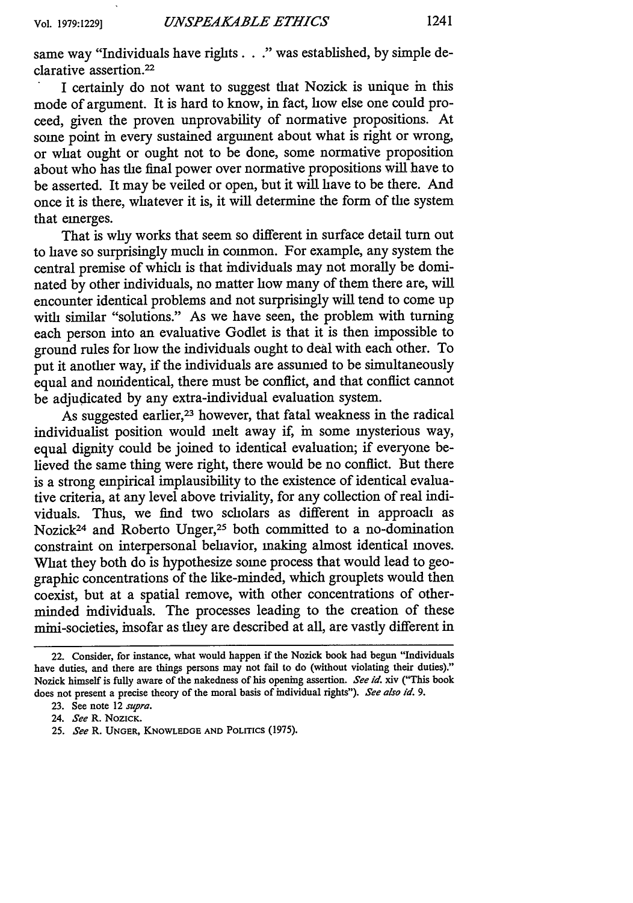same way "Individuals have rights . . ." was established, by simple declarative assertion.[22]

I certainly do not want to suggest that Nozick is unique in this mode of argument. It is hard to know, in fact, how else one could proceed, given the proven unprovability of normative propositions. At some point in every sustained argument about what is right or wrong, or what ought or ought not to be done, some normative proposition about who has the final power over normative propositions will have to be asserted. It may be veiled or open, but it will have to be there. And once it is there, whatever it is, it will determine the form of the system that emerges.

That is why works that seem so different in surface detail turn out to have so surprisingly much in common. For example, any system the central premise of which is that individuals may not morally be dominated by other individuals, no matter how many of them there are, will encounter identical problems and not surprisingly will tend to come up with similar "solutions." As we have seen, the problem with turning each person into an evaluative Godlet is that it is then impossible to ground rules for how the individuals ought to deal with each other. To put it another way, if the individuals are assumed to be simultaneously equal and nonidentical, there must be conflict, and that conflict cannot be adjudicated by any extra-individual evaluation system.

As suggested earlier,[23] however, that fatal weakness in the radical individualist position would melt away if, in some mysterious way, equal dignity could be joined to identical evaluation; if everyone believed the same thing were right, there would be no conflict. But there is a strong empirical implausibility to the existence of identical evaluative criteria, at any level above triviality, for any collection of real individuals. Thus, we find two scholars as different in approach as Nozick[24] and Roberto Unger,[25] both committed to a no-domination constraint on interpersonal behavior, making almost identical moves. What they both do is hypothesize some process that would lead to geographic concentrations of the like-minded, which grouplets would then coexist, but at a spatial remove, with other concentrations of other-minded individuals. The processes leading to the creation of these mini-societies, insofar as they are described at all, are vastly different in

---

22. Consider, for instance, what would happen if the Nozick book had begun "Individuals have duties, and there are things persons may not fail to do (without violating their duties)." Nozick himself is fully aware of the nakedness of his opening assertion. *See id.* xiv ("This book does not present a precise theory of the moral basis of individual rights"). *See also id.* 9.

23. See note 12 *supra*.

24. *See* R. NOZICK.

25. *See* R. UNGER, KNOWLEDGE AND POLITICS (1975).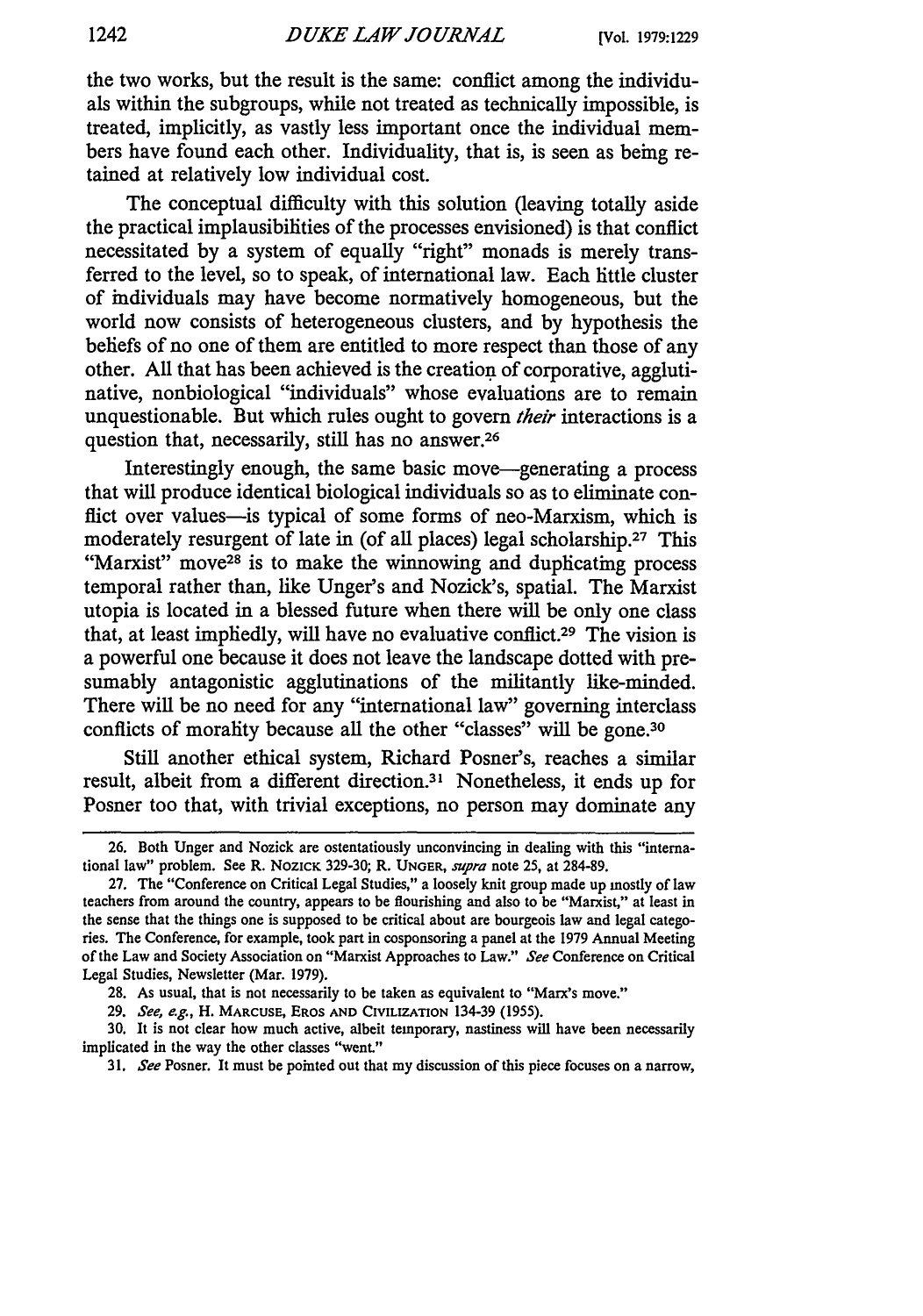the two works, but the result is the same: conflict among the individuals within the subgroups, while not treated as technically impossible, is treated, implicitly, as vastly less important once the individual members have found each other. Individuality, that is, is seen as being retained at relatively low individual cost.

The conceptual difficulty with this solution (leaving totally aside the practical implausibilities of the processes envisioned) is that conflict necessitated by a system of equally "right" monads is merely transferred to the level, so to speak, of international law. Each little cluster of individuals may have become normatively homogeneous, but the world now consists of heterogeneous clusters, and by hypothesis the beliefs of no one of them are entitled to more respect than those of any other. All that has been achieved is the creation of corporative, agglutinative, nonbiological "individuals" whose evaluations are to remain unquestionable. But which rules ought to govern *their* interactions is a question that, necessarily, still has no answer.[26]

Interestingly enough, the same basic move—generating a process that will produce identical biological individuals so as to eliminate conflict over values—is typical of some forms of neo-Marxism, which is moderately resurgent of late in (of all places) legal scholarship.[27] This "Marxist" move[28] is to make the winnowing and duplicating process temporal rather than, like Unger's and Nozick's, spatial. The Marxist utopia is located in a blessed future when there will be only one class that, at least impliedly, will have no evaluative conflict.[29] The vision is a powerful one because it does not leave the landscape dotted with presumably antagonistic agglutinations of the militantly like-minded. There will be no need for any "international law" governing interclass conflicts of morality because all the other "classes" will be gone.[30]

Still another ethical system, Richard Posner's, reaches a similar result, albeit from a different direction.[31] Nonetheless, it ends up for Posner too that, with trivial exceptions, no person may dominate any

---

26. Both Unger and Nozick are ostentatiously unconvincing in dealing with this "international law" problem. See R. NOZICK 329-30; R. UNGER, *supra* note 25, at 284-89.

27. The "Conference on Critical Legal Studies," a loosely knit group made up mostly of law teachers from around the country, appears to be flourishing and also to be "Marxist," at least in the sense that the things one is supposed to be critical about are bourgeois law and legal categories. The Conference, for example, took part in cosponsoring a panel at the 1979 Annual Meeting of the Law and Society Association on "Marxist Approaches to Law." *See* Conference on Critical Legal Studies, Newsletter (Mar. 1979).

28. As usual, that is not necessarily to be taken as equivalent to "Marx's move."

29. *See, e.g.*, H. MARCUSE, EROS AND CIVILIZATION 134-39 (1955).

30. It is not clear how much active, albeit temporary, nastiness will have been necessarily implicated in the way the other classes "went."

31. *See* Posner. It must be pointed out that my discussion of this piece focuses on a narrow,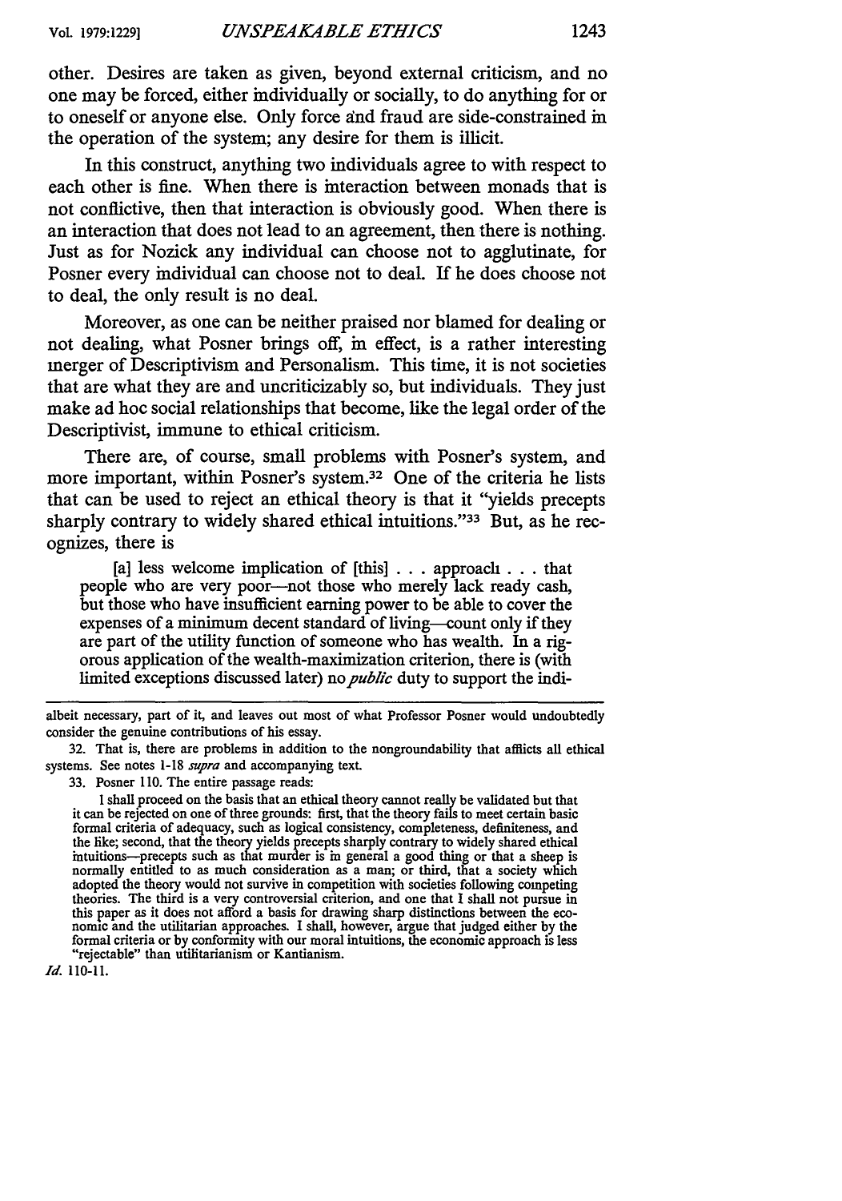other. Desires are taken as given, beyond external criticism, and no one may be forced, either individually or socially, to do anything for or to oneself or anyone else. Only force and fraud are side-constrained in the operation of the system; any desire for them is illicit.

In this construct, anything two individuals agree to with respect to each other is fine. When there is interaction between monads that is not conflictive, then that interaction is obviously good. When there is an interaction that does not lead to an agreement, then there is nothing. Just as for Nozick any individual can choose not to agglutinate, for Posner every individual can choose not to deal. If he does choose not to deal, the only result is no deal.

Moreover, as one can be neither praised nor blamed for dealing or not dealing, what Posner brings off, in effect, is a rather interesting merger of Descriptivism and Personalism. This time, it is not societies that are what they are and uncriticizably so, but individuals. They just make ad hoc social relationships that become, like the legal order of the Descriptivist, immune to ethical criticism.

There are, of course, small problems with Posner's system, and more important, within Posner's system.[32] One of the criteria he lists that can be used to reject an ethical theory is that it "yields precepts sharply contrary to widely shared ethical intuitions."[33] But, as he recognizes, there is

> [a] less welcome implication of [this] . . . approach . . . that people who are very poor—not those who merely lack ready cash, but those who have insufficient earning power to be able to cover the expenses of a minimum decent standard of living—count only if they are part of the utility function of someone who has wealth. In a rigorous application of the wealth-maximization criterion, there is (with limited exceptions discussed later) no *public* duty to support the indi-

---

albeit necessary, part of it, and leaves out most of what Professor Posner would undoubtedly consider the genuine contributions of his essay.

32. That is, there are problems in addition to the nongroundability that afflicts all ethical systems. See notes 1-18 *supra* and accompanying text.

33. Posner 110. The entire passage reads:

> I shall proceed on the basis that an ethical theory cannot really be validated but that it can be rejected on one of three grounds: first, that the theory fails to meet certain basic formal criteria of adequacy, such as logical consistency, completeness, definiteness, and the like; second, that the theory yields precepts sharply contrary to widely shared ethical intuitions—precepts such as that murder is in general a good thing or that a sheep is normally entitled to as much consideration as a man; or third, that a society which adopted the theory would not survive in competition with societies following competing theories. The third is a very controversial criterion, and one that I shall not pursue in this paper as it does not afford a basis for drawing sharp distinctions between the economic and the utilitarian approaches. I shall, however, argue that judged either by the formal criteria or by conformity with our moral intuitions, the economic approach is less "rejectable" than utilitarianism or Kantianism.

*Id.* 110-11.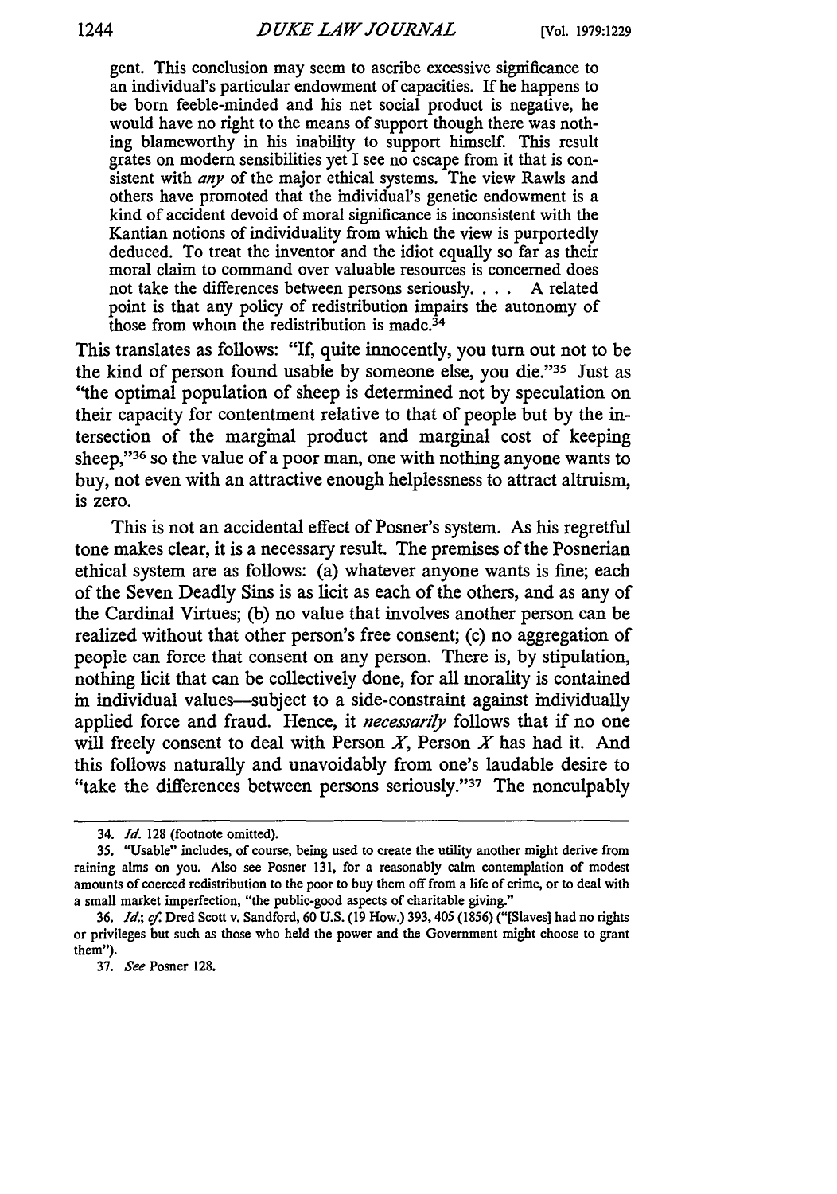gent. This conclusion may seem to ascribe excessive significance to an individual's particular endowment of capacities. If he happens to be born feeble-minded and his net social product is negative, he would have no right to the means of support though there was nothing blameworthy in his inability to support himself. This result grates on modern sensibilities yet I see no escape from it that is consistent with *any* of the major ethical systems. The view Rawls and others have promoted that the individual's genetic endowment is a kind of accident devoid of moral significance is inconsistent with the Kantian notions of individuality from which the view is purportedly deduced. To treat the inventor and the idiot equally so far as their moral claim to command over valuable resources is concerned does not take the differences between persons seriously. . . . A related point is that any policy of redistribution impairs the autonomy of those from whom the redistribution is made.[34]

This translates as follows: "If, quite innocently, you turn out not to be the kind of person found usable by someone else, you die."[35] Just as "the optimal population of sheep is determined not by speculation on their capacity for contentment relative to that of people but by the intersection of the marginal product and marginal cost of keeping sheep,"[36] so the value of a poor man, one with nothing anyone wants to buy, not even with an attractive enough helplessness to attract altruism, is zero.

This is not an accidental effect of Posner's system. As his regretful tone makes clear, it is a necessary result. The premises of the Posnerian ethical system are as follows: (a) whatever anyone wants is fine; each of the Seven Deadly Sins is as licit as each of the others, and as any of the Cardinal Virtues; (b) no value that involves another person can be realized without that other person's free consent; (c) no aggregation of people can force that consent on any person. There is, by stipulation, nothing licit that can be collectively done, for all morality is contained in individual values—subject to a side-constraint against individually applied force and fraud. Hence, it *necessarily* follows that if no one will freely consent to deal with Person *X*, Person *X* has had it. And this follows naturally and unavoidably from one's laudable desire to "take the differences between persons seriously."[37] The nonculpably

---

34. *Id.* 128 (footnote omitted).

35. "Usable" includes, of course, being used to create the utility another might derive from raining alms on you. Also see Posner 131, for a reasonably calm contemplation of modest amounts of coerced redistribution to the poor to buy them off from a life of crime, or to deal with a small market imperfection, "the public-good aspects of charitable giving."

36. *Id.*; *cf.* Dred Scott v. Sandford, 60 U.S. (19 How.) 393, 405 (1856) ("[Slaves] had no rights or privileges but such as those who held the power and the Government might choose to grant them").

37. *See* Posner 128.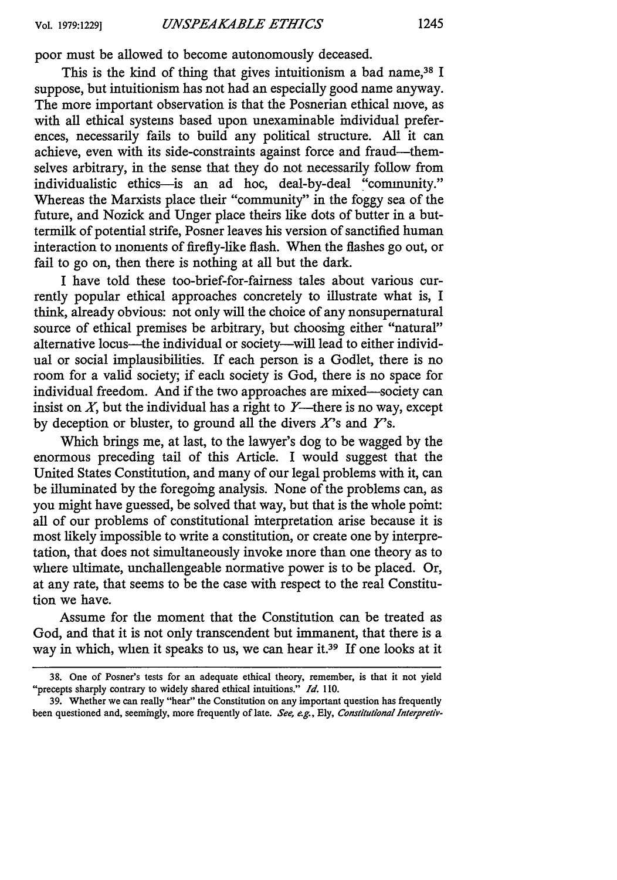poor must be allowed to become autonomously deceased.

This is the kind of thing that gives intuitionism a bad name,[38] I suppose, but intuitionism has not had an especially good name anyway. The more important observation is that the Posnerian ethical move, as with all ethical systems based upon unexaminable individual preferences, necessarily fails to build any political structure. All it can achieve, even with its side-constraints against force and fraud—themselves arbitrary, in the sense that they do not necessarily follow from individualistic ethics—is an ad hoc, deal-by-deal "community." Whereas the Marxists place their "community" in the foggy sea of the future, and Nozick and Unger place theirs like dots of butter in a buttermilk of potential strife, Posner leaves his version of sanctified human interaction to moments of firefly-like flash. When the flashes go out, or fail to go on, then there is nothing at all but the dark.

I have told these too-brief-for-fairness tales about various currently popular ethical approaches concretely to illustrate what is, I think, already obvious: not only will the choice of any nonsupernatural source of ethical premises be arbitrary, but choosing either "natural" alternative locus—the individual or society—will lead to either individual or social implausibilities. If each person is a Godlet, there is no room for a valid society; if each society is God, there is no space for individual freedom. And if the two approaches are mixed—society can insist on *X*, but the individual has a right to *Y*—there is no way, except by deception or bluster, to ground all the divers *X*'s and *Y*'s.

Which brings me, at last, to the lawyer's dog to be wagged by the enormous preceding tail of this Article. I would suggest that the United States Constitution, and many of our legal problems with it, can be illuminated by the foregoing analysis. None of the problems can, as you might have guessed, be solved that way, but that is the whole point: all of our problems of constitutional interpretation arise because it is most likely impossible to write a constitution, or create one by interpretation, that does not simultaneously invoke more than one theory as to where ultimate, unchallengeable normative power is to be placed. Or, at any rate, that seems to be the case with respect to the real Constitution we have.

Assume for the moment that the Constitution can be treated as God, and that it is not only transcendent but immanent, that there is a way in which, when it speaks to us, we can hear it.[39] If one looks at it

---

38. One of Posner's tests for an adequate ethical theory, remember, is that it not yield "precepts sharply contrary to widely shared ethical intuitions." *Id.* 110.

39. Whether we can really "hear" the Constitution on any important question has frequently been questioned and, seemingly, more frequently of late. *See, e.g.*, Ely, *Constitutional Interpretiv-*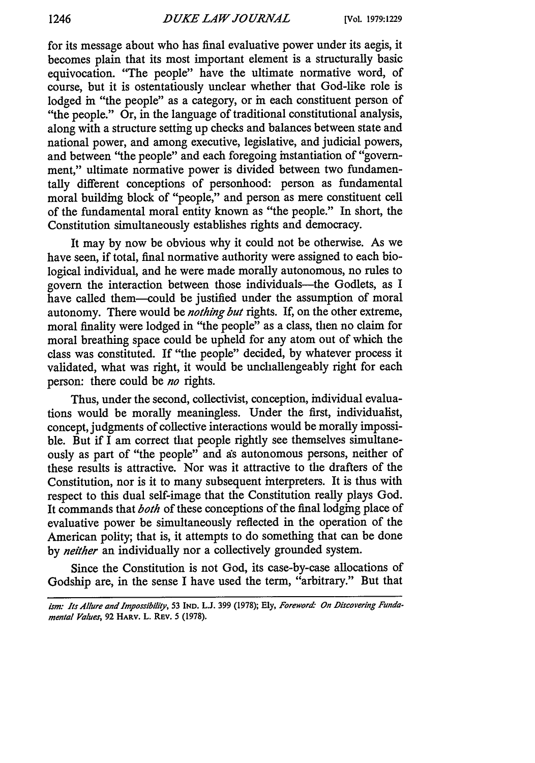for its message about who has final evaluative power under its aegis, it becomes plain that its most important element is a structurally basic equivocation. "The people" have the ultimate normative word, of course, but it is ostentatiously unclear whether that God-like role is lodged in "the people" as a category, or in each constituent person of "the people." Or, in the language of traditional constitutional analysis, along with a structure setting up checks and balances between state and national power, and among executive, legislative, and judicial powers, and between "the people" and each foregoing instantiation of "government," ultimate normative power is divided between two fundamentally different conceptions of personhood: person as fundamental moral building block of "people," and person as mere constituent cell of the fundamental moral entity known as "the people." In short, the Constitution simultaneously establishes rights and democracy.

It may by now be obvious why it could not be otherwise. As we have seen, if total, final normative authority were assigned to each biological individual, and he were made morally autonomous, no rules to govern the interaction between those individuals—the Godlets, as I have called them—could be justified under the assumption of moral autonomy. There would be *nothing but* rights. If, on the other extreme, moral finality were lodged in "the people" as a class, then no claim for moral breathing space could be upheld for any atom out of which the class was constituted. If "the people" decided, by whatever process it validated, what was right, it would be unchallengeably right for each person: there could be *no* rights.

Thus, under the second, collectivist, conception, individual evaluations would be morally meaningless. Under the first, individualist, concept, judgments of collective interactions would be morally impossible. But if I am correct that people rightly see themselves simultaneously as part of "the people" and as autonomous persons, neither of these results is attractive. Nor was it attractive to the drafters of the Constitution, nor is it to many subsequent interpreters. It is thus with respect to this dual self-image that the Constitution really plays God. It commands that *both* of these conceptions of the final lodging place of evaluative power be simultaneously reflected in the operation of the American polity; that is, it attempts to do something that can be done by *neither* an individually nor a collectively grounded system.

Since the Constitution is not God, its case-by-case allocations of Godship are, in the sense I have used the term, "arbitrary." But that

---

*ism: Its Allure and Impossibility*, 53 IND. L.J. 399 (1978); Ely, *Foreword: On Discovering Fundamental Values*, 92 HARV. L. REV. 5 (1978).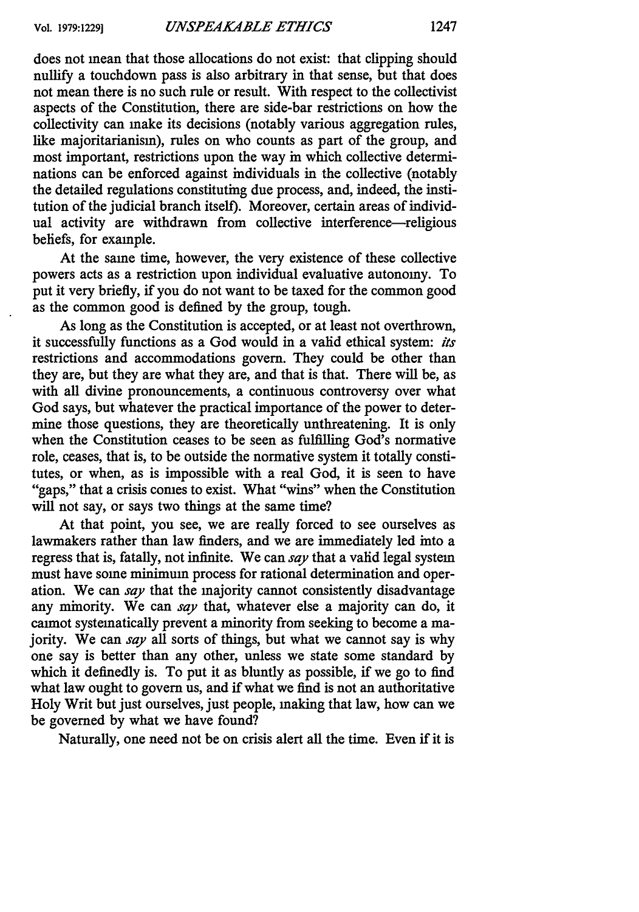does not mean that those allocations do not exist: that clipping should nullify a touchdown pass is also arbitrary in that sense, but that does not mean there is no such rule or result. With respect to the collectivist aspects of the Constitution, there are side-bar restrictions on how the collectivity can make its decisions (notably various aggregation rules, like majoritarianism), rules on who counts as part of the group, and most important, restrictions upon the way in which collective determinations can be enforced against individuals in the collective (notably the detailed regulations constituting due process, and, indeed, the institution of the judicial branch itself). Moreover, certain areas of individual activity are withdrawn from collective interference—religious beliefs, for example.

At the same time, however, the very existence of these collective powers acts as a restriction upon individual evaluative autonomy. To put it very briefly, if you do not want to be taxed for the common good as the common good is defined by the group, tough.

As long as the Constitution is accepted, or at least not overthrown, it successfully functions as a God would in a valid ethical system: *its* restrictions and accommodations govern. They could be other than they are, but they are what they are, and that is that. There will be, as with all divine pronouncements, a continuous controversy over what God says, but whatever the practical importance of the power to determine those questions, they are theoretically unthreatening. It is only when the Constitution ceases to be seen as fulfilling God's normative role, ceases, that is, to be outside the normative system it totally constitutes, or when, as is impossible with a real God, it is seen to have "gaps," that a crisis comes to exist. What "wins" when the Constitution will not say, or says two things at the same time?

At that point, you see, we are really forced to see ourselves as lawmakers rather than law finders, and we are immediately led into a regress that is, fatally, not infinite. We can *say* that a valid legal system must have some minimum process for rational determination and operation. We can *say* that the majority cannot consistently disadvantage any minority. We can *say* that, whatever else a majority can do, it cannot systematically prevent a minority from seeking to become a majority. We can *say* all sorts of things, but what we cannot say is why one say is better than any other, unless we state some standard by which it definedly is. To put it as bluntly as possible, if we go to find what law ought to govern us, and if what we find is not an authoritative Holy Writ but just ourselves, just people, making that law, how can we be governed by what we have found?

Naturally, one need not be on crisis alert all the time. Even if it is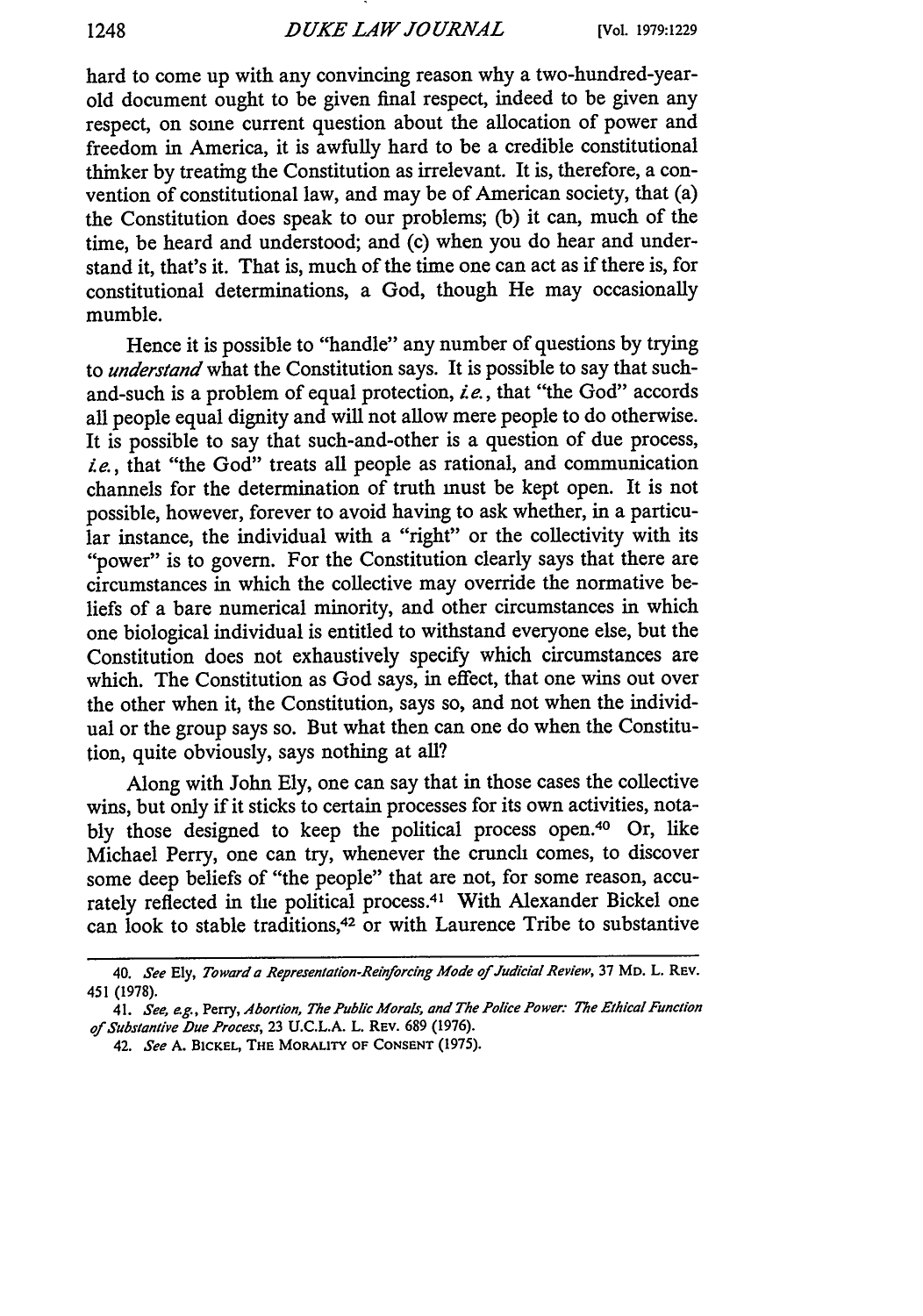hard to come up with any convincing reason why a two-hundred-year-old document ought to be given final respect, indeed to be given any respect, on some current question about the allocation of power and freedom in America, it is awfully hard to be a credible constitutional thinker by treating the Constitution as irrelevant. It is, therefore, a convention of constitutional law, and may be of American society, that (a) the Constitution does speak to our problems; (b) it can, much of the time, be heard and understood; and (c) when you do hear and understand it, that's it. That is, much of the time one can act as if there is, for constitutional determinations, a God, though He may occasionally mumble.

Hence it is possible to "handle" any number of questions by trying to *understand* what the Constitution says. It is possible to say that such-and-such is a problem of equal protection, *i.e.*, that "the God" accords all people equal dignity and will not allow mere people to do otherwise. It is possible to say that such-and-other is a question of due process, *i.e.*, that "the God" treats all people as rational, and communication channels for the determination of truth must be kept open. It is not possible, however, forever to avoid having to ask whether, in a particular instance, the individual with a "right" or the collectivity with its "power" is to govern. For the Constitution clearly says that there are circumstances in which the collective may override the normative beliefs of a bare numerical minority, and other circumstances in which one biological individual is entitled to withstand everyone else, but the Constitution does not exhaustively specify which circumstances are which. The Constitution as God says, in effect, that one wins out over the other when it, the Constitution, says so, and not when the individual or the group says so. But what then can one do when the Constitution, quite obviously, says nothing at all?

Along with John Ely, one can say that in those cases the collective wins, but only if it sticks to certain processes for its own activities, notably those designed to keep the political process open.[40] Or, like Michael Perry, one can try, whenever the crunch comes, to discover some deep beliefs of "the people" that are not, for some reason, accurately reflected in the political process.[41] With Alexander Bickel one can look to stable traditions,[42] or with Laurence Tribe to substantive

40. *See* Ely, *Toward a Representation-Reinforcing Mode of Judicial Review*, 37 MD. L. REV. 451 (1978).

41. *See, e.g.*, Perry, *Abortion, The Public Morals, and The Police Power: The Ethical Function of Substantive Due Process*, 23 U.C.L.A. L. REV. 689 (1976).

42. *See* A. BICKEL, THE MORALITY OF CONSENT (1975).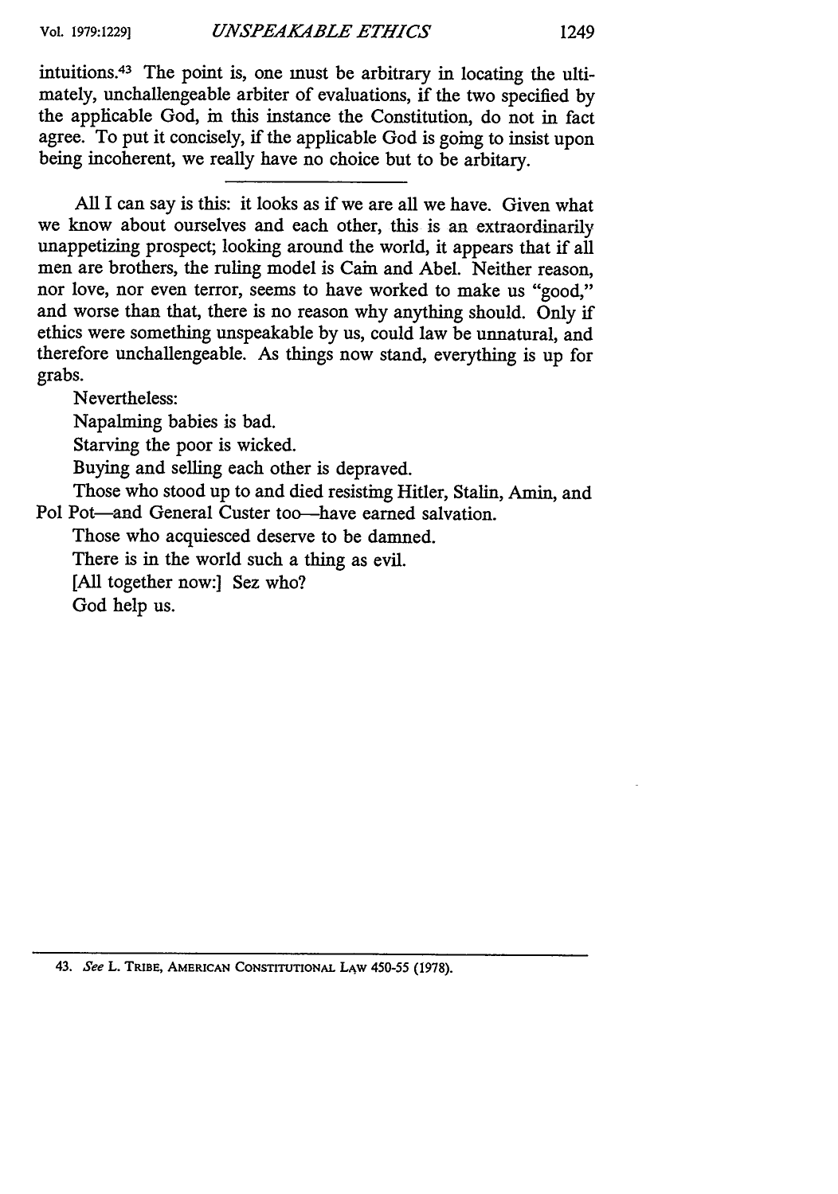intuitions.[43] The point is, one must be arbitrary in locating the ultimately, unchallengeable arbiter of evaluations, if the two specified by the applicable God, in this instance the Constitution, do not in fact agree. To put it concisely, if the applicable God is going to insist upon being incoherent, we really have no choice but to be arbitary.

---

All I can say is this: it looks as if we are all we have. Given what we know about ourselves and each other, this is an extraordinarily unappetizing prospect; looking around the world, it appears that if all men are brothers, the ruling model is Cain and Abel. Neither reason, nor love, nor even terror, seems to have worked to make us "good," and worse than that, there is no reason why anything should. Only if ethics were something unspeakable by us, could law be unnatural, and therefore unchallengeable. As things now stand, everything is up for grabs.

Nevertheless:

Napalming babies is bad.

Starving the poor is wicked.

Buying and selling each other is depraved.

Those who stood up to and died resisting Hitler, Stalin, Amin, and Pol Pot—and General Custer too—have earned salvation.

Those who acquiesced deserve to be damned.

There is in the world such a thing as evil.

[All together now:] Sez who?

God help us.

---

43. *See* L. TRIBE, AMERICAN CONSTITUTIONAL LAW 450-55 (1978).